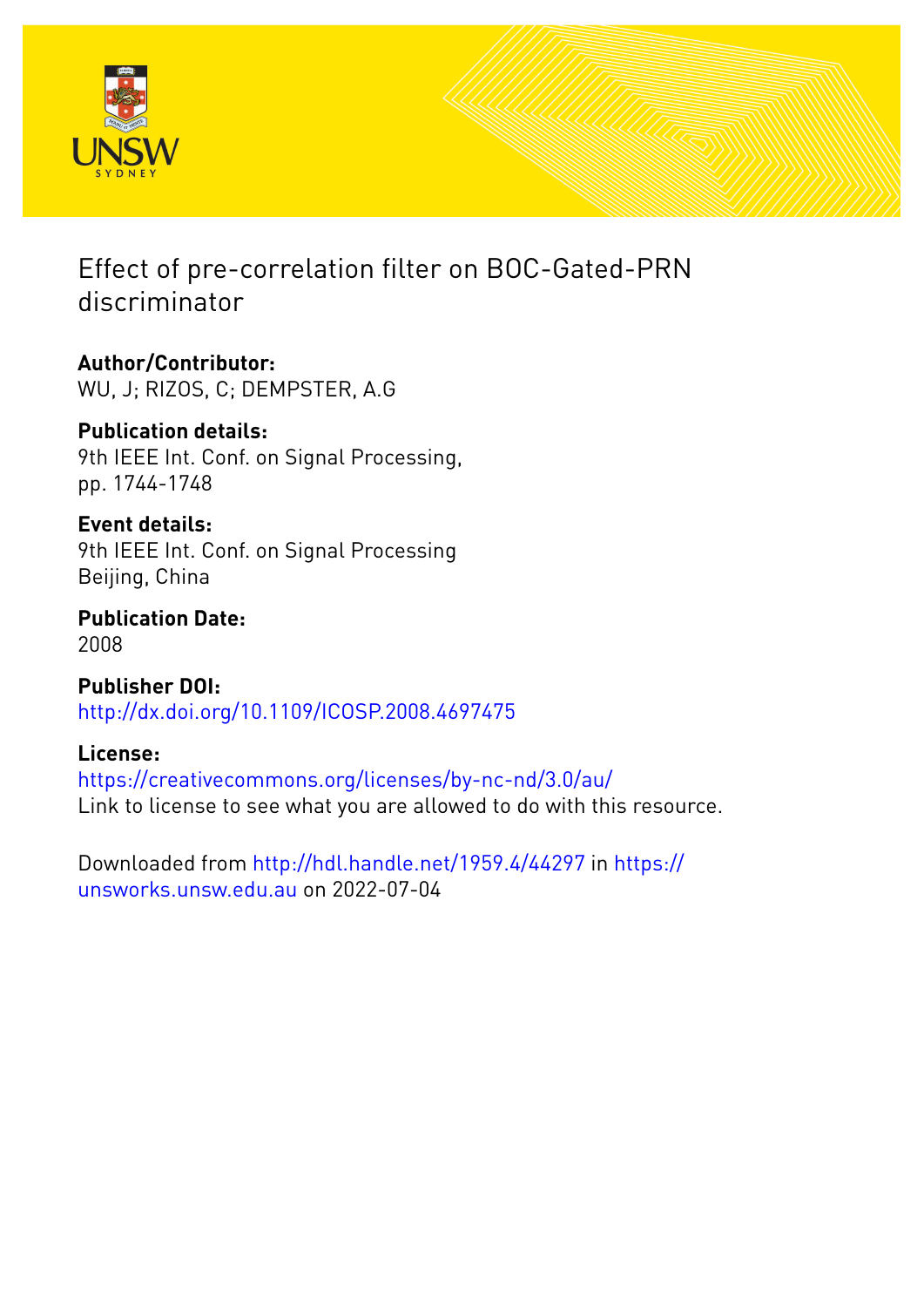# Effect of pre-correlation filter on BOC-Gated-PRN discriminator

**Author/Contributor:**
WU, J; RIZOS, C; DEMPSTER, A.G

**Publication details:**
9th IEEE Int. Conf. on Signal Processing, pp. 1744-1748

**Event details:**
9th IEEE Int. Conf. on Signal Processing
Beijing, China

**Publication Date:**
2008

**Publisher DOI:**
http://dx.doi.org/10.1109/ICOSP.2008.4697475

**License:**
https://creativecommons.org/licenses/by-nc-nd/3.0/au/
Link to license to see what you are allowed to do with this resource.

Downloaded from http://hdl.handle.net/1959.4/44297 in https://unsworks.unsw.edu.au on 2022-07-04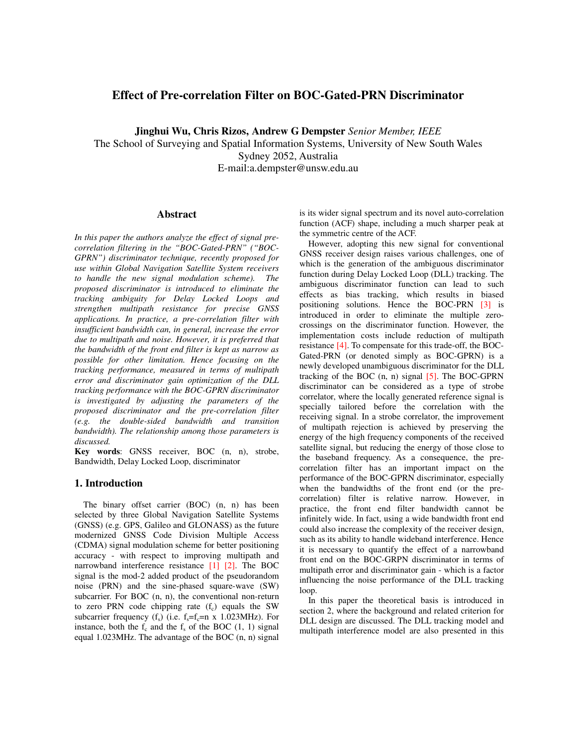# Effect of Pre-correlation Filter on BOC-Gated-PRN Discriminator

**Jinghui Wu, Chris Rizos, Andrew G Dempster** *Senior Member, IEEE*
The School of Surveying and Spatial Information Systems, University of New South Wales
Sydney 2052, Australia
E-mail:a.dempster@unsw.edu.au

## Abstract

*In this paper the authors analyze the effect of signal pre-correlation filtering in the "BOC-Gated-PRN" ("BOC-GPRN") discriminator technique, recently proposed for use within Global Navigation Satellite System receivers to handle the new signal modulation scheme). The proposed discriminator is introduced to eliminate the tracking ambiguity for Delay Locked Loops and strengthen multipath resistance for precise GNSS applications. In practice, a pre-correlation filter with insufficient bandwidth can, in general, increase the error due to multipath and noise. However, it is preferred that the bandwidth of the front end filter is kept as narrow as possible for other limitation. Hence focusing on the tracking performance, measured in terms of multipath error and discriminator gain optimization of the DLL tracking performance with the BOC-GPRN discriminator is investigated by adjusting the parameters of the proposed discriminator and the pre-correlation filter (e.g. the double-sided bandwidth and transition bandwidth). The relationship among those parameters is discussed.*

**Key words**: GNSS receiver, BOC (n, n), strobe, Bandwidth, Delay Locked Loop, discriminator

## 1. Introduction

The binary offset carrier (BOC) (n, n) has been selected by three Global Navigation Satellite Systems (GNSS) (e.g. GPS, Galileo and GLONASS) as the future modernized GNSS Code Division Multiple Access (CDMA) signal modulation scheme for better positioning accuracy - with respect to improving multipath and narrowband interference resistance [1] [2]. The BOC signal is the mod-2 added product of the pseudorandom noise (PRN) and the sine-phased square-wave (SW) subcarrier. For BOC (n, n), the conventional non-return to zero PRN code chipping rate ($f_c$) equals the SW subcarrier frequency ($f_s$) (i.e. $f_s$=$f_c$=n x 1.023MHz). For instance, both the $f_c$ and the $f_s$ of the BOC (1, 1) signal equal 1.023MHz. The advantage of the BOC (n, n) signal is its wider signal spectrum and its novel auto-correlation function (ACF) shape, including a much sharper peak at the symmetric centre of the ACF.

However, adopting this new signal for conventional GNSS receiver design raises various challenges, one of which is the generation of the ambiguous discriminator function during Delay Locked Loop (DLL) tracking. The ambiguous discriminator function can lead to such effects as bias tracking, which results in biased positioning solutions. Hence the BOC-PRN [3] is introduced in order to eliminate the multiple zero-crossings on the discriminator function. However, the implementation costs include reduction of multipath resistance [4]. To compensate for this trade-off, the BOC-Gated-PRN (or denoted simply as BOC-GPRN) is a newly developed unambiguous discriminator for the DLL tracking of the BOC (n, n) signal [5]. The BOC-GPRN discriminator can be considered as a type of strobe correlator, where the locally generated reference signal is specially tailored before the correlation with the receiving signal. In a strobe correlator, the improvement of multipath rejection is achieved by preserving the energy of the high frequency components of the received satellite signal, but reducing the energy of those close to the baseband frequency. As a consequence, the pre-correlation filter has an important impact on the performance of the BOC-GPRN discriminator, especially when the bandwidths of the front end (or the pre-correlation) filter is relative narrow. However, in practice, the front end filter bandwidth cannot be infinitely wide. In fact, using a wide bandwidth front end could also increase the complexity of the receiver design, such as its ability to handle wideband interference. Hence it is necessary to quantify the effect of a narrowband front end on the BOC-GRPN discriminator in terms of multipath error and discriminator gain - which is a factor influencing the noise performance of the DLL tracking loop.

In this paper the theoretical basis is introduced in section 2, where the background and related criterion for DLL design are discussed. The DLL tracking model and multipath interference model are also presented in this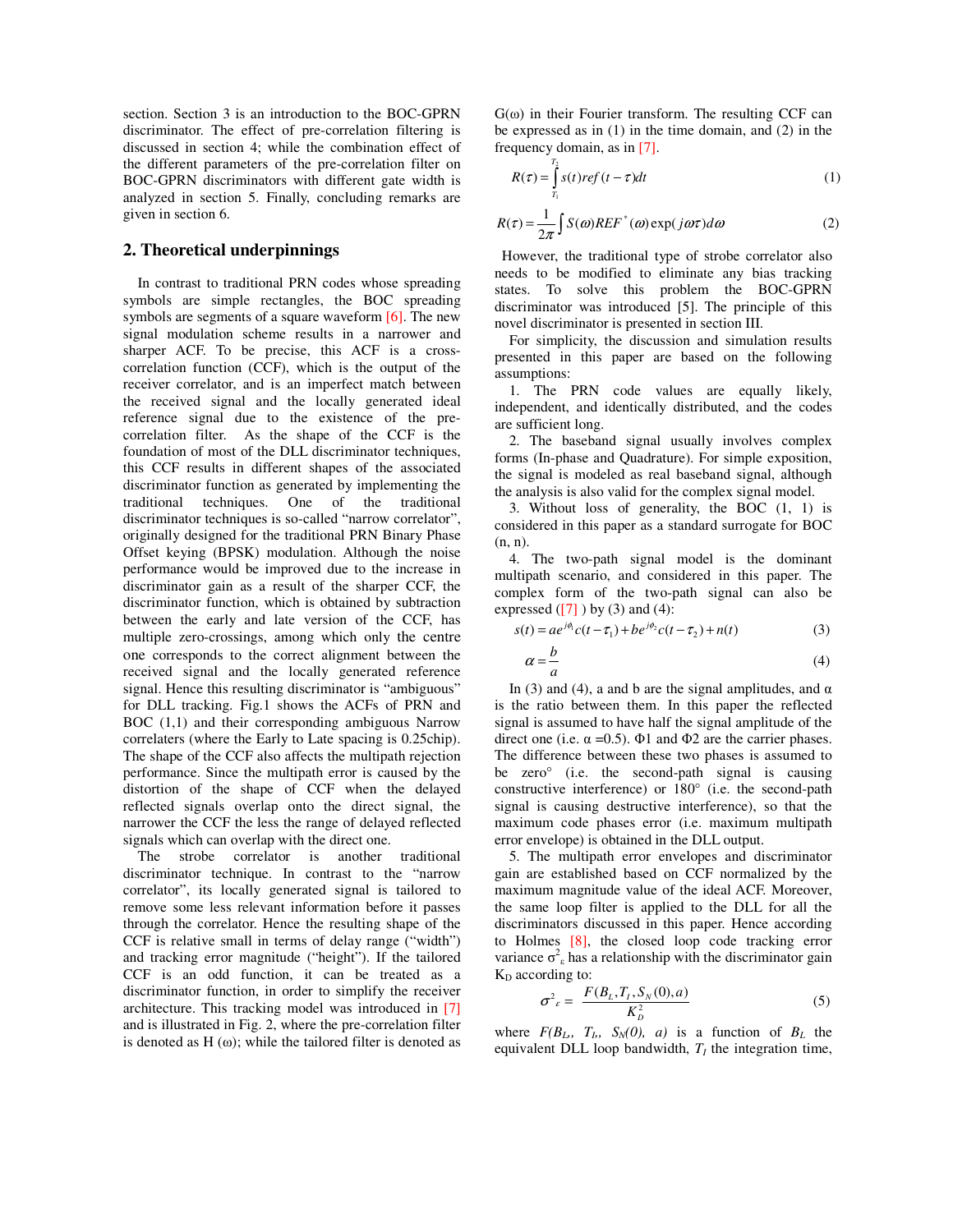section. Section 3 is an introduction to the BOC-GPRN discriminator. The effect of pre-correlation filtering is discussed in section 4; while the combination effect of the different parameters of the pre-correlation filter on BOC-GPRN discriminators with different gate width is analyzed in section 5. Finally, concluding remarks are given in section 6.

## 2. Theoretical underpinnings

In contrast to traditional PRN codes whose spreading symbols are simple rectangles, the BOC spreading symbols are segments of a square waveform [6]. The new signal modulation scheme results in a narrower and sharper ACF. To be precise, this ACF is a cross-correlation function (CCF), which is the output of the receiver correlator, and is an imperfect match between the received signal and the locally generated ideal reference signal due to the existence of the pre-correlation filter. As the shape of the CCF is the foundation of most of the DLL discriminator techniques, this CCF results in different shapes of the associated discriminator function as generated by implementing the traditional techniques. One of the traditional discriminator techniques is so-called "narrow correlator", originally designed for the traditional PRN Binary Phase Offset keying (BPSK) modulation. Although the noise performance would be improved due to the increase in discriminator gain as a result of the sharper CCF, the discriminator function, which is obtained by subtraction between the early and late version of the CCF, has multiple zero-crossings, among which only the centre one corresponds to the correct alignment between the received signal and the locally generated reference signal. Hence this resulting discriminator is "ambiguous" for DLL tracking. Fig.1 shows the ACFs of PRN and BOC (1,1) and their corresponding ambiguous Narrow correlators (where the Early to Late spacing is 0.25chip). The shape of the CCF also affects the multipath rejection performance. Since the multipath error is caused by the distortion of the shape of CCF when the delayed reflected signals overlap onto the direct signal, the narrower the CCF the less the range of delayed reflected signals which can overlap with the direct one.

The strobe correlator is another traditional discriminator technique. In contrast to the "narrow correlator", its locally generated signal is tailored to remove some less relevant information before it passes through the correlator. Hence the resulting shape of the CCF is relative small in terms of delay range ("width") and tracking error magnitude ("height"). If the tailored CCF is an odd function, it can be treated as a discriminator function, in order to simplify the receiver architecture. This tracking model was introduced in [7] and is illustrated in Fig. 2, where the pre-correlation filter is denoted as H (ω); while the tailored filter is denoted as G(ω) in their Fourier transform. The resulting CCF can be expressed as in (1) in the time domain, and (2) in the frequency domain, as in [7].

$$R(\tau) = \int_{T_1}^{T_2} s(t) ref(t-\tau) dt \tag{1}$$

$$R(\tau) = \frac{1}{2\pi} \int S(\omega) REF^*(\omega) \exp(j\omega\tau) d\omega \tag{2}$$

However, the traditional type of strobe correlator also needs to be modified to eliminate any bias tracking states. To solve this problem the BOC-GPRN discriminator was introduced [5]. The principle of this novel discriminator is presented in section III.

For simplicity, the discussion and simulation results presented in this paper are based on the following assumptions:

1. The PRN code values are equally likely, independent, and identically distributed, and the codes are sufficient long.
2. The baseband signal usually involves complex forms (In-phase and Quadrature). For simple exposition, the signal is modeled as real baseband signal, although the analysis is also valid for the complex signal model.
3. Without loss of generality, the BOC (1, 1) is considered in this paper as a standard surrogate for BOC (n, n).
4. The two-path signal model is the dominant multipath scenario, and considered in this paper. The complex form of the two-path signal can also be expressed ([7] ) by (3) and (4):

$$s(t) = ae^{j\phi_1} c(t-\tau_1) + be^{j\phi_2} c(t-\tau_2) + n(t) \tag{3}$$

$$\alpha = \frac{b}{a} \tag{4}$$

In (3) and (4), a and b are the signal amplitudes, and α is the ratio between them. In this paper the reflected signal is assumed to have half the signal amplitude of the direct one (i.e. $\alpha = 0.5$). Φ1 and Φ2 are the carrier phases. The difference between these two phases is assumed to be zero° (i.e. the second-path signal is causing constructive interference) or 180° (i.e. the second-path signal is causing destructive interference), so that the maximum code phases error (i.e. maximum multipath error envelope) is obtained in the DLL output.

5. The multipath error envelopes and discriminator gain are established based on CCF normalized by the maximum magnitude value of the ideal ACF. Moreover, the same loop filter is applied to the DLL for all the discriminators discussed in this paper. Hence according to Holmes [8], the closed loop code tracking error variance $\sigma^2_\varepsilon$ has a relationship with the discriminator gain $K_D$ according to:

$$\sigma^2_\varepsilon = \frac{F(B_L, T_I, S_N(0), a)}{K_D^2} \tag{5}$$

where $F(B_L, T_I, S_N(0), a)$ is a function of $B_L$ the equivalent DLL loop bandwidth, $T_I$ the integration time,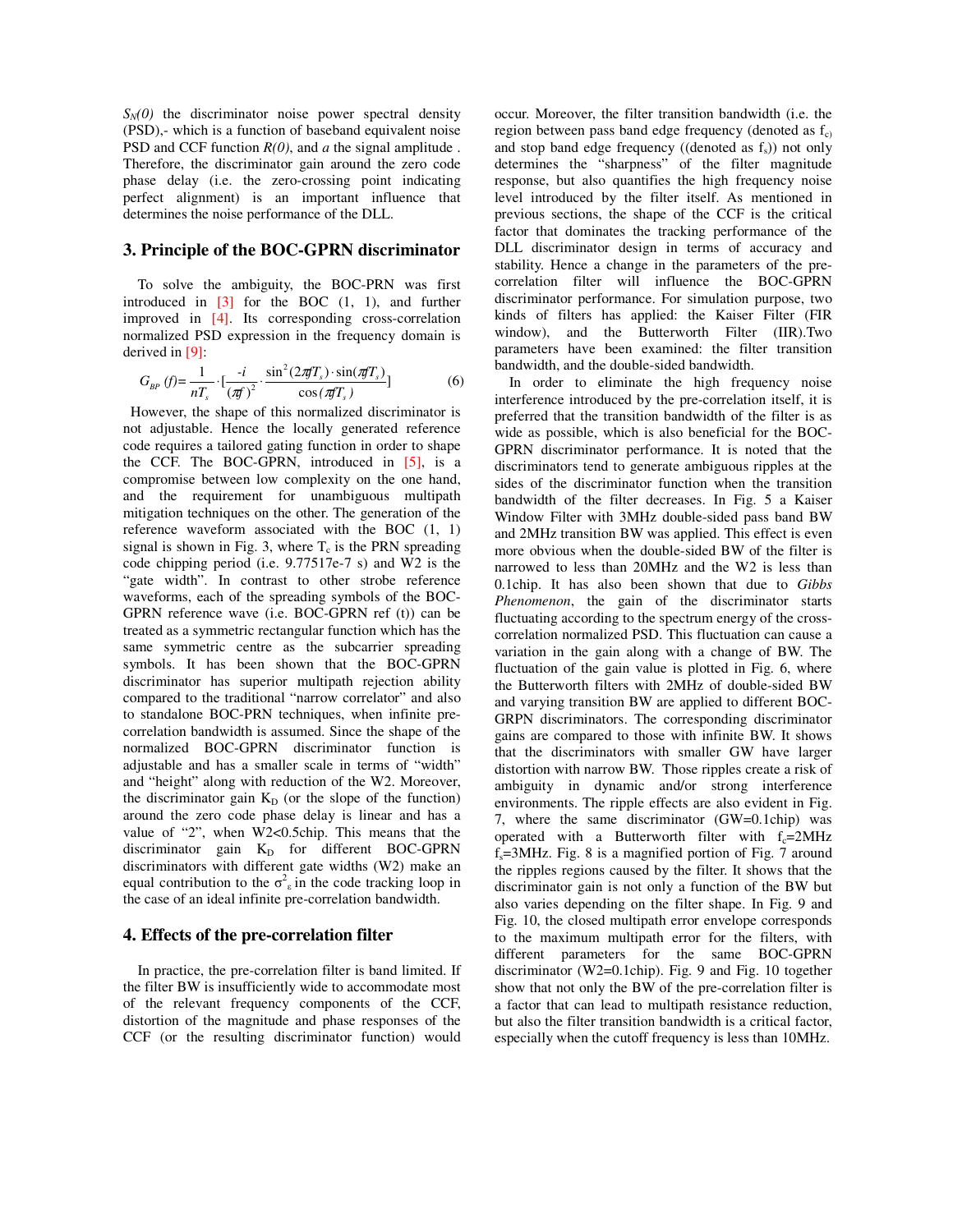$S_N(0)$ the discriminator noise power spectral density (PSD),- which is a function of baseband equivalent noise PSD and CCF function $R(0)$, and $a$ the signal amplitude . Therefore, the discriminator gain around the zero code phase delay (i.e. the zero-crossing point indicating perfect alignment) is an important influence that determines the noise performance of the DLL.

## 3. Principle of the BOC-GPRN discriminator

To solve the ambiguity, the BOC-PRN was first introduced in [3] for the BOC (1, 1), and further improved in [4]. Its corresponding cross-correlation normalized PSD expression in the frequency domain is derived in [9]:

$$G_{BP}(f)=\frac{1}{nT_s}\cdot\left[\frac{-i}{(\pi f)^2}\cdot\frac{\sin^2(2\pi fT_s)\cdot\sin(\pi fT_s)}{\cos(\pi fT_s)}\right] \tag{6}$$

However, the shape of this normalized discriminator is not adjustable. Hence the locally generated reference code requires a tailored gating function in order to shape the CCF. The BOC-GPRN, introduced in [5], is a compromise between low complexity on the one hand, and the requirement for unambiguous multipath mitigation techniques on the other. The generation of the reference waveform associated with the BOC (1, 1) signal is shown in Fig. 3, where $T_c$ is the PRN spreading code chipping period (i.e. 9.77517e-7 s) and W2 is the "gate width". In contrast to other strobe reference waveforms, each of the spreading symbols of the BOC-GPRN reference wave (i.e. BOC-GPRN ref (t)) can be treated as a symmetric rectangular function which has the same symmetric centre as the subcarrier spreading symbols. It has been shown that the BOC-GPRN discriminator has superior multipath rejection ability compared to the traditional "narrow correlator" and also to standalone BOC-PRN techniques, when infinite pre-correlation bandwidth is assumed. Since the shape of the normalized BOC-GPRN discriminator function is adjustable and has a smaller scale in terms of "width" and "height" along with reduction of the W2. Moreover, the discriminator gain $K_D$ (or the slope of the function) around the zero code phase delay is linear and has a value of "2", when W2<0.5chip. This means that the discriminator gain $K_D$ for different BOC-GPRN discriminators with different gate widths (W2) make an equal contribution to the $\sigma^2_\varepsilon$ in the code tracking loop in the case of an ideal infinite pre-correlation bandwidth.

## 4. Effects of the pre-correlation filter

In practice, the pre-correlation filter is band limited. If the filter BW is insufficiently wide to accommodate most of the relevant frequency components of the CCF, distortion of the magnitude and phase responses of the CCF (or the resulting discriminator function) would occur. Moreover, the filter transition bandwidth (i.e. the region between pass band edge frequency (denoted as $f_c$) and stop band edge frequency ((denoted as $f_s$)) not only determines the "sharpness" of the filter magnitude response, but also quantifies the high frequency noise level introduced by the filter itself. As mentioned in previous sections, the shape of the CCF is the critical factor that dominates the tracking performance of the DLL discriminator design in terms of accuracy and stability. Hence a change in the parameters of the pre-correlation filter will influence the BOC-GPRN discriminator performance. For simulation purpose, two kinds of filters has applied: the Kaiser Filter (FIR window), and the Butterworth Filter (IIR).Two parameters have been examined: the filter transition bandwidth, and the double-sided bandwidth.

In order to eliminate the high frequency noise interference introduced by the pre-correlation itself, it is preferred that the transition bandwidth of the filter is as wide as possible, which is also beneficial for the BOC-GPRN discriminator performance. It is noted that the discriminators tend to generate ambiguous ripples at the sides of the discriminator function when the transition bandwidth of the filter decreases. In Fig. 5 a Kaiser Window Filter with 3MHz double-sided pass band BW and 2MHz transition BW was applied. This effect is even more obvious when the double-sided BW of the filter is narrowed to less than 20MHz and the W2 is less than 0.1chip. It has also been shown that due to *Gibbs Phenomenon*, the gain of the discriminator starts fluctuating according to the spectrum energy of the cross-correlation normalized PSD. This fluctuation can cause a variation in the gain along with a change of BW. The fluctuation of the gain value is plotted in Fig. 6, where the Butterworth filters with 2MHz of double-sided BW and varying transition BW are applied to different BOC-GRPN discriminators. The corresponding discriminator gains are compared to those with infinite BW. It shows that the discriminators with smaller GW have larger distortion with narrow BW. Those ripples create a risk of ambiguity in dynamic and/or strong interference environments. The ripple effects are also evident in Fig. 7, where the same discriminator (GW=0.1chip) was operated with a Butterworth filter with $f_c$=2MHz $f_s$=3MHz. Fig. 8 is a magnified portion of Fig. 7 around the ripples regions caused by the filter. It shows that the discriminator gain is not only a function of the BW but also varies depending on the filter shape. In Fig. 9 and Fig. 10, the closed multipath error envelope corresponds to the maximum multipath error for the filters, with different parameters for the same BOC-GPRN discriminator (W2=0.1chip). Fig. 9 and Fig. 10 together show that not only the BW of the pre-correlation filter is a factor that can lead to multipath resistance reduction, but also the filter transition bandwidth is a critical factor, especially when the cutoff frequency is less than 10MHz.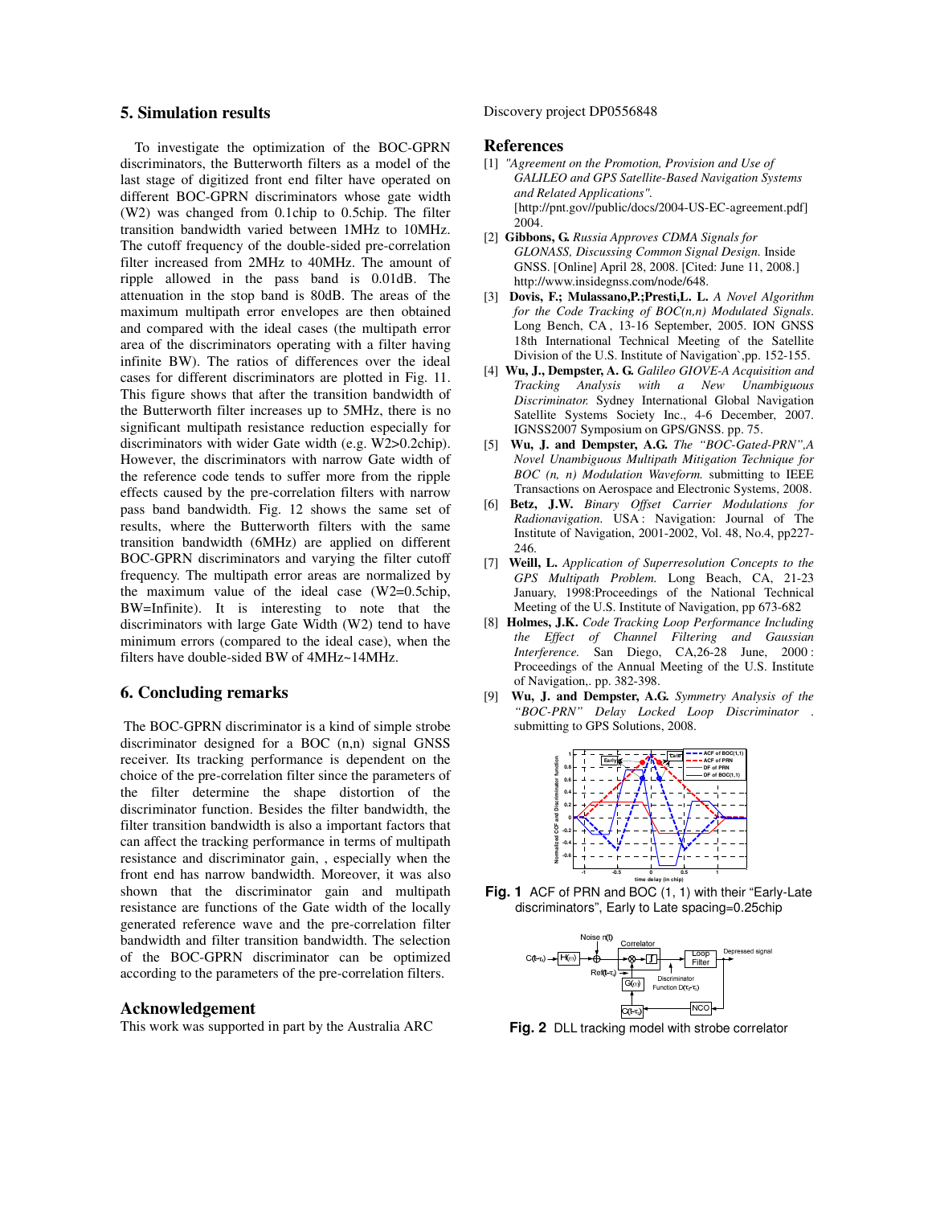## 5. Simulation results

To investigate the optimization of the BOC-GPRN discriminators, the Butterworth filters as a model of the last stage of digitized front end filter have operated on different BOC-GPRN discriminators whose gate width (W2) was changed from 0.1chip to 0.5chip. The filter transition bandwidth varied between 1MHz to 10MHz. The cutoff frequency of the double-sided pre-correlation filter increased from 2MHz to 40MHz. The amount of ripple allowed in the pass band is 0.01dB. The attenuation in the stop band is 80dB. The areas of the maximum multipath error envelopes are then obtained and compared with the ideal cases (the multipath error area of the discriminators operating with a filter having infinite BW). The ratios of differences over the ideal cases for different discriminators are plotted in Fig. 11. This figure shows that after the transition bandwidth of the Butterworth filter increases up to 5MHz, there is no significant multipath resistance reduction especially for discriminators with wider Gate width (e.g. W2>0.2chip). However, the discriminators with narrow Gate width of the reference code tends to suffer more from the ripple effects caused by the pre-correlation filters with narrow pass band bandwidth. Fig. 12 shows the same set of results, where the Butterworth filters with the same transition bandwidth (6MHz) are applied on different BOC-GPRN discriminators and varying the filter cutoff frequency. The multipath error areas are normalized by the maximum value of the ideal case (W2=0.5chip, BW=Infinite). It is interesting to note that the discriminators with large Gate Width (W2) tend to have minimum errors (compared to the ideal case), when the filters have double-sided BW of 4MHz~14MHz.

## 6. Concluding remarks

The BOC-GPRN discriminator is a kind of simple strobe discriminator designed for a BOC (n,n) signal GNSS receiver. Its tracking performance is dependent on the choice of the pre-correlation filter since the parameters of the filter determine the shape distortion of the discriminator function. Besides the filter bandwidth, the filter transition bandwidth is also a important factors that can affect the tracking performance in terms of multipath resistance and discriminator gain, , especially when the front end has narrow bandwidth. Moreover, it was also shown that the discriminator gain and multipath resistance are functions of the Gate width of the locally generated reference wave and the pre-correlation filter bandwidth and filter transition bandwidth. The selection of the BOC-GPRN discriminator can be optimized according to the parameters of the pre-correlation filters.

## Acknowledgement

This work was supported in part by the Australia ARC Discovery project DP0556848

## References

[1] *"Agreement on the Promotion, Provision and Use of GALILEO and GPS Satellite-Based Navigation Systems and Related Applications".* [http://pnt.gov//public/docs/2004-US-EC-agreement.pdf] 2004.

[2] **Gibbons, G.** *Russia Approves CDMA Signals for GLONASS, Discussing Common Signal Design.* Inside GNSS. [Online] April 28, 2008. [Cited: June 11, 2008.] http://www.insidegnss.com/node/648.

[3] **Dovis, F.; Mulassano,P.;Presti,L. L.** *A Novel Algorithm for the Code Tracking of BOC(n,n) Modulated Signals*. Long Bench, CA , 13-16 September, 2005. ION GNSS 18th International Technical Meeting of the Satellite Division of the U.S. Institute of Navigation`,pp. 152-155.

[4] **Wu, J., Dempster, A. G.** *Galileo GIOVE-A Acquisition and Tracking Analysis with a New Unambiguous Discriminator.* Sydney International Global Navigation Satellite Systems Society Inc., 4-6 December, 2007. IGNSS2007 Symposium on GPS/GNSS. pp. 75.

[5] **Wu, J. and Dempster, A.G.** *The "BOC-Gated-PRN",A Novel Unambiguous Multipath Mitigation Technique for BOC (n, n) Modulation Waveform.* submitting to IEEE Transactions on Aerospace and Electronic Systems, 2008.

[6] **Betz, J.W.** *Binary Offset Carrier Modulations for Radionavigation.* USA : Navigation: Journal of The Institute of Navigation, 2001-2002, Vol. 48, No.4, pp227-246.

[7] **Weill, L.** *Application of Superresolution Concepts to the GPS Multipath Problem.* Long Beach, CA, 21-23 January, 1998:Proceedings of the National Technical Meeting of the U.S. Institute of Navigation, pp 673-682

[8] **Holmes, J.K.** *Code Tracking Loop Performance Including the Effect of Channel Filtering and Gaussian Interference.* San Diego, CA,26-28 June, 2000 : Proceedings of the Annual Meeting of the U.S. Institute of Navigation,. pp. 382-398.

[9] **Wu, J. and Dempster, A.G.** *Symmetry Analysis of the "BOC-PRN" Delay Locked Loop Discriminator .* submitting to GPS Solutions, 2008.

**Fig. 1** ACF of PRN and BOC (1, 1) with their "Early-Late discriminators", Early to Late spacing=0.25chip

**Fig. 2** DLL tracking model with strobe correlator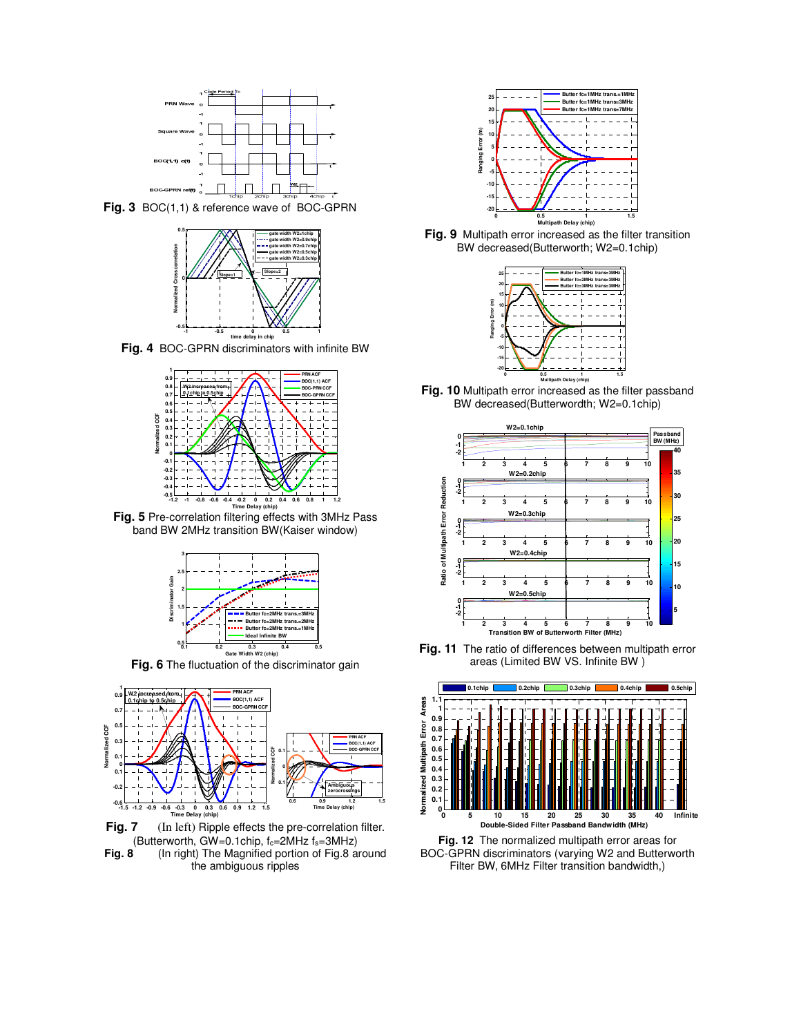Code Period Tc

PRN Wave

Square Wave

BOC(1,1) c(t)

BOC-GPRN ref(t)

W2

1chip 2chip 3chip 4chip t

**Fig. 3** BOC(1,1) & reference wave of BOC-GPRN

gate width W2=1chip
gate width W2=0.9chip
gate width W2=0.7chip
gate width W2=0.5chip
gate width W2=0.3chip

Slope=1

Slope=2

Normalized Cross-correlation

time delay in chip

**Fig. 4** BOC-GPRN discriminators with infinite BW

W2 increased from 0.1chip to 0.5chip

PRN ACF
BOC(1,1) ACF
BOC-PRN CCF
BOC-GPRN CCF

Normalized CCF

Time Delay (chip)

**Fig. 5** Pre-correlation filtering effects with 3MHz Pass band BW 2MHz transition BW(Kaiser window)

Butter fc=2MHz trans.=3MHz
Butter fc=2MHz trans.=2MHz
Butter fc=2MHz trans.=1MHz
Ideal Infinite BW

Discriminator Gain

Gate Width W2 (chip)

**Fig. 6** The fluctuation of the discriminator gain

W2 increased from 0.1chip to 0.5chip

PRN ACF
BOC(1,1) ACF
BOC-GPRN CCF

Normalized CCF

Time Delay (chip)

Ambiguous zerocrossings

**Fig. 7** (In left) Ripple effects the pre-correlation filter. (Butterworth, GW=0.1chip, $f_c$=2MHz $f_s$=3MHz)

**Fig. 8** (In right) The Magnified portion of Fig.8 around the ambiguous ripples

Butter fc=1MHz trans.=1MHz
Butter fc=1MHz trans.=3MHz
Butter fc=1MHz trans.=7MHz

Ranging Error (m)

Multipath Delay (chip)

**Fig. 9** Multipath error increased as the filter transition BW decreased(Butterworth; W2=0.1chip)

Butter fc=1MHz trans.=3MHz
Butter fc=2MHz trans.=3MHz
Butter fc=3MHz trans.=3MHz

Ranging Error (m)

Multipath Delay (chip)

**Fig. 10** Multipath error increased as the filter passband BW decreased(Butterwordth; W2=0.1chip)

W2=0.1chip

W2=0.2chip

W2=0.3chip

W2=0.4chip

W2=0.5chip

Passband BW (MHz)

Ratio of Multipath Error Reduction

Transition BW of Butterworth Filter (MHz)

**Fig. 11** The ratio of differences between multipath error areas (Limited BW VS. Infinite BW )

0.1chip 0.2chip 0.3chip 0.4chip 0.5chip

Normalized Multipath Error Areas

Double-Sided Filter Passband Bandwidth (MHz)

Infinite

**Fig. 12** The normalized multipath error areas for BOC-GPRN discriminators (varying W2 and Butterworth Filter BW, 6MHz Filter transition bandwidth,)